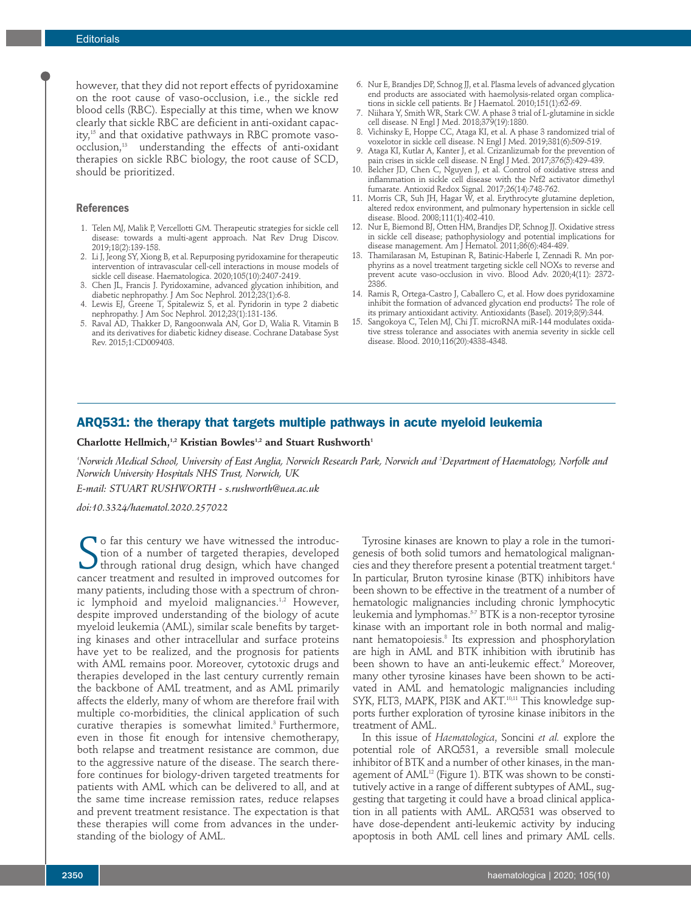however, that they did not report effects of pyridoxamine on the root cause of vaso-occlusion, i.e., the sickle red blood cells (RBC). Especially at this time, when we know clearly that sickle RBC are deficient in anti-oxidant capacity,[15] and that oxidative pathways in RBC promote vaso-occlusion,[13] understanding the effects of anti-oxidant therapies on sickle RBC biology, the root cause of SCD, should be prioritized.

### References

1. Telen MJ, Malik P, Vercellotti GM. Therapeutic strategies for sickle cell disease: towards a multi-agent approach. Nat Rev Drug Discov. 2019;18(2):139-158.
2. Li J, Jeong SY, Xiong B, et al. Repurposing pyridoxamine for therapeutic intervention of intravascular cell-cell interactions in mouse models of sickle cell disease. Haematologica. 2020;105(10):2407-2419.
3. Chen JL, Francis J. Pyridoxamine, advanced glycation inhibition, and diabetic nephropathy. J Am Soc Nephrol. 2012;23(1):6-8.
4. Lewis EJ, Greene T, Spitalewiz S, et al. Pyridorin in type 2 diabetic nephropathy. J Am Soc Nephrol. 2012;23(1):131-136.
5. Raval AD, Thakker D, Rangoonwala AN, Gor D, Walia R. Vitamin B and its derivatives for diabetic kidney disease. Cochrane Database Syst Rev. 2015;1:CD009403.
6. Nur E, Brandjes DP, Schnog JJ, et al. Plasma levels of advanced glycation end products are associated with haemolysis-related organ complications in sickle cell patients. Br J Haematol. 2010;151(1):62-69.
7. Niihara Y, Smith WR, Stark CW. A phase 3 trial of L-glutamine in sickle cell disease. N Engl J Med. 2018;379(19):1880.
8. Vichinsky E, Hoppe CC, Ataga KI, et al. A phase 3 randomized trial of voxelotor in sickle cell disease. N Engl J Med. 2019;381(6):509-519.
9. Ataga KI, Kutlar A, Kanter J, et al. Crizanlizumab for the prevention of pain crises in sickle cell disease. N Engl J Med. 2017;376(5):429-439.
10. Belcher JD, Chen C, Nguyen J, et al. Control of oxidative stress and inflammation in sickle cell disease with the Nrf2 activator dimethyl fumarate. Antioxid Redox Signal. 2017;26(14):748-762.
11. Morris CR, Suh JH, Hagar W, et al. Erythrocyte glutamine depletion, altered redox environment, and pulmonary hypertension in sickle cell disease. Blood. 2008;111(1):402-410.
12. Nur E, Biemond BJ, Otten HM, Brandjes DP, Schnog JJ. Oxidative stress in sickle cell disease; pathophysiology and potential implications for disease management. Am J Hematol. 2011;86(6):484-489.
13. Thamilarasan M, Estupinan R, Batinic-Haberle I, Zennadi R. Mn porphyrins as a novel treatment targeting sickle cell NOXs to reverse and prevent acute vaso-occlusion in vivo. Blood Adv. 2020;4(11): 2372-2386.
14. Ramis R, Ortega-Castro J, Caballero C, et al. How does pyridoxamine inhibit the formation of advanced glycation end products? The role of its primary antioxidant activity. Antioxidants (Basel). 2019;8(9):344.
15. Sangokoya C, Telen MJ, Chi JT. microRNA miR-144 modulates oxidative stress tolerance and associates with anemia severity in sickle cell disease. Blood. 2010;116(20):4338-4348.

## ARQ531: the therapy that targets multiple pathways in acute myeloid leukemia

**Charlotte Hellmich,[1,2] Kristian Bowles[1,2] and Stuart Rushworth[1]**

*[1]Norwich Medical School, University of East Anglia, Norwich Research Park, Norwich and [2]Department of Haematology, Norfolk and Norwich University Hospitals NHS Trust, Norwich, UK*

*E-mail: STUART RUSHWORTH - s.rushworth@uea.ac.uk*

*doi:10.3324/haematol.2020.257022*

So far this century we have witnessed the introduction of a number of targeted therapies, developed through rational drug design, which have changed cancer treatment and resulted in improved outcomes for many patients, including those with a spectrum of chronic lymphoid and myeloid malignancies.[1,2] However, despite improved understanding of the biology of acute myeloid leukemia (AML), similar scale benefits by targeting kinases and other intracellular and surface proteins have yet to be realized, and the prognosis for patients with AML remains poor. Moreover, cytotoxic drugs and therapies developed in the last century currently remain the backbone of AML treatment, and as AML primarily affects the elderly, many of whom are therefore frail with multiple co-morbidities, the clinical application of such curative therapies is somewhat limited.[3] Furthermore, even in those fit enough for intensive chemotherapy, both relapse and treatment resistance are common, due to the aggressive nature of the disease. The search therefore continues for biology-driven targeted treatments for patients with AML which can be delivered to all, and at the same time increase remission rates, reduce relapses and prevent treatment resistance. The expectation is that these therapies will come from advances in the understanding of the biology of AML.

Tyrosine kinases are known to play a role in the tumorigenesis of both solid tumors and hematological malignancies and they therefore present a potential treatment target.[4] In particular, Bruton tyrosine kinase (BTK) inhibitors have been shown to be effective in the treatment of a number of hematologic malignancies including chronic lymphocytic leukemia and lymphomas.[5-7] BTK is a non-receptor tyrosine kinase with an important role in both normal and malignant hematopoiesis.[8] Its expression and phosphorylation are high in AML and BTK inhibition with ibrutinib has been shown to have an anti-leukemic effect.[9] Moreover, many other tyrosine kinases have been shown to be activated in AML and hematologic malignancies including SYK, FLT3, MAPK, PI3K and AKT.[10,11] This knowledge supports further exploration of tyrosine kinase inibitors in the treatment of AML.

In this issue of *Haematologica*, Soncini *et al.* explore the potential role of ARQ531, a reversible small molecule inhibitor of BTK and a number of other kinases, in the management of AML[12] (Figure 1). BTK was shown to be constitutively active in a range of different subtypes of AML, suggesting that targeting it could have a broad clinical application in all patients with AML. ARQ531 was observed to have dose-dependent anti-leukemic activity by inducing apoptosis in both AML cell lines and primary AML cells.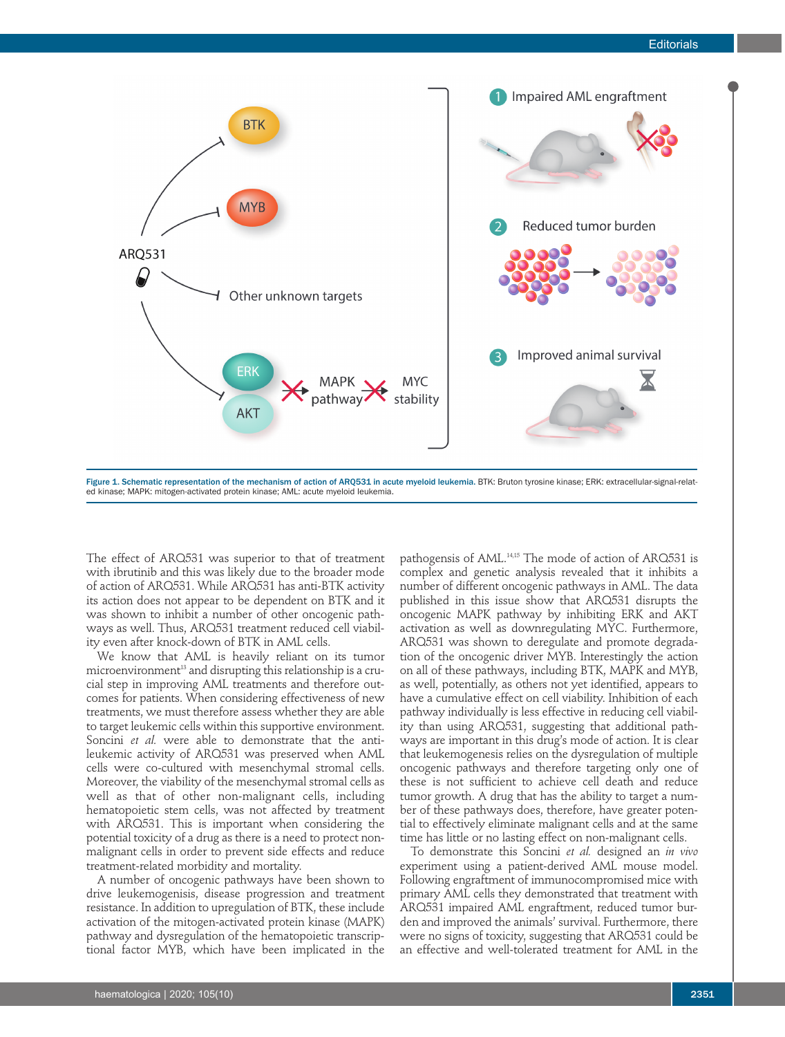Figure 1. Schematic representation of the mechanism of action of ARQ531 in acute myeloid leukemia. BTK: Bruton tyrosine kinase; ERK: extracellular-signal-related kinase; MAPK: mitogen-activated protein kinase; AML: acute myeloid leukemia.

The effect of ARQ531 was superior to that of treatment with ibrutinib and this was likely due to the broader mode of action of ARQ531. While ARQ531 has anti-BTK activity its action does not appear to be dependent on BTK and it was shown to inhibit a number of other oncogenic pathways as well. Thus, ARQ531 treatment reduced cell viability even after knock-down of BTK in AML cells.

We know that AML is heavily reliant on its tumor microenvironment[13] and disrupting this relationship is a crucial step in improving AML treatments and therefore outcomes for patients. When considering effectiveness of new treatments, we must therefore assess whether they are able to target leukemic cells within this supportive environment. Soncini *et al.* were able to demonstrate that the anti-leukemic activity of ARQ531 was preserved when AML cells were co-cultured with mesenchymal stromal cells. Moreover, the viability of the mesenchymal stromal cells as well as that of other non-malignant cells, including hematopoietic stem cells, was not affected by treatment with ARQ531. This is important when considering the potential toxicity of a drug as there is a need to protect non-malignant cells in order to prevent side effects and reduce treatment-related morbidity and mortality.

A number of oncogenic pathways have been shown to drive leukemogenisis, disease progression and treatment resistance. In addition to upregulation of BTK, these include activation of the mitogen-activated protein kinase (MAPK) pathway and dysregulation of the hematopoietic transcriptional factor MYB, which have been implicated in the pathogensis of AML.[14,15] The mode of action of ARQ531 is complex and genetic analysis revealed that it inhibits a number of different oncogenic pathways in AML. The data published in this issue show that ARQ531 disrupts the oncogenic MAPK pathway by inhibiting ERK and AKT activation as well as downregulating MYC. Furthermore, ARQ531 was shown to deregulate and promote degradation of the oncogenic driver MYB. Interestingly the action on all of these pathways, including BTK, MAPK and MYB, as well, potentially, as others not yet identified, appears to have a cumulative effect on cell viability. Inhibition of each pathway individually is less effective in reducing cell viability than using ARQ531, suggesting that additional pathways are important in this drug's mode of action. It is clear that leukemogenesis relies on the dysregulation of multiple oncogenic pathways and therefore targeting only one of these is not sufficient to achieve cell death and reduce tumor growth. A drug that has the ability to target a number of these pathways does, therefore, have greater potential to effectively eliminate malignant cells and at the same time has little or no lasting effect on non-malignant cells.

To demonstrate this Soncini *et al.* designed an *in vivo* experiment using a patient-derived AML mouse model. Following engraftment of immunocompromised mice with primary AML cells they demonstrated that treatment with ARQ531 impaired AML engraftment, reduced tumor burden and improved the animals' survival. Furthermore, there were no signs of toxicity, suggesting that ARQ531 could be an effective and well-tolerated treatment for AML in the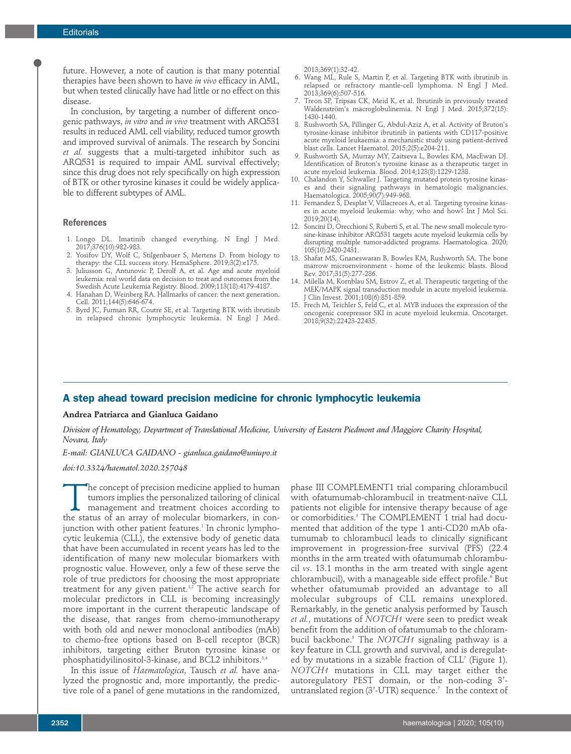future. However, a note of caution is that many potential therapies have been shown to have *in vivo* efficacy in AML, but when tested clinically have had little or no effect on this disease.

In conclusion, by targeting a number of different oncogenic pathways, *in vitro* and *in vivo* treatment with ARQ531 results in reduced AML cell viability, reduced tumor growth and improved survival of animals. The research by Soncini *et al.* suggests that a multi-targeted inhibitor such as ARQ531 is required to impair AML survival effectively; since this drug does not rely specifically on high expression of BTK or other tyrosine kinases it could be widely applicable to different subtypes of AML.

## References

1. Longo DL. Imatinib changed everything. N Engl J Med. 2017;376(10):982-983.
2. Yosifov DY, Wolf C, Stilgenbauer S, Mertens D. From biology to therapy: the CLL success story. HemaSphere. 2019;3(2):e175.
3. Juliusson G, Antunovic P, Derolf A, et al. Age and acute myeloid leukemia: real world data on decision to treat and outcomes from the Swedish Acute Leukemia Registry. Blood. 2009;113(18):4179-4187.
4. Hanahan D, Weinberg RA. Hallmarks of cancer: the next generation. Cell. 2011;144(5):646-674.
5. Byrd JC, Furman RR, Coutre SE, et al. Targeting BTK with ibrutinib in relapsed chronic lymphocytic leukemia. N Engl J Med. 2013;369(1):32-42.
6. Wang ML, Rule S, Martin P, et al. Targeting BTK with ibrutinib in relapsed or refractory mantle-cell lymphoma. N Engl J Med. 2013;369(6):507-516.
7. Treon SP, Tripsas CK, Meid K, et al. Ibrutinib in previously treated Waldenström's macroglobulinemia. N Engl J Med. 2015;372(15):1430-1440.
8. Rushworth SA, Pillinger G, Abdul-Aziz A, et al. Activity of Bruton's tyrosine-kinase inhibitor ibrutinib in patients with CD117-positive acute myeloid leukaemia: a mechanistic study using patient-derived blast cells. Lancet Haematol. 2015;2(5):e204-211.
9. Rushworth SA, Murray MY, Zaitseva L, Bowles KM, MacEwan DJ. Identification of Bruton's tyrosine kinase as a therapeutic target in acute myeloid leukemia. Blood. 2014;123(8):1229-1238.
10. Chalandon Y, Schwaller J. Targeting mutated protein tyrosine kinases and their signaling pathways in hematologic malignancies. Haematologica. 2005;90(7):949-968.
11. Fernandez S, Desplat V, Villacreces A, et al. Targeting tyrosine kinases in acute myeloid leukemia: why, who and how? Int J Mol Sci. 2019;20(14).
12. Soncini D, Orecchioni S, Ruberti S, et al. The new small molecule tyrosine-kinase inhibitor ARQ531 targets acute myeloid leukemia cells by disrupting multiple tumor-addicted programs. Haematologica. 2020; 105(10):2420-2431.
13. Shafat MS, Gnaneswaran B, Bowles KM, Rushworth SA. The bone marrow microenvironment - home of the leukemic blasts. Blood Rev. 2017;31(5):277-286.
14. Milella M, Kornblau SM, Estrov Z, et al. Therapeutic targeting of the MEK/MAPK signal transduction module in acute myeloid leukemia. J Clin Invest. 2001;108(6):851-859.
15. Frech M, Teichler S, Feld C, et al. MYB induces the expression of the oncogenic corepressor SKI in acute myeloid leukemia. Oncotarget. 2018;9(32):22423-22435.

---

# A step ahead toward precision medicine for chronic lymphocytic leukemia

**Andrea Patriarca and Gianluca Gaidano**

*Division of Hematology, Department of Translational Medicine, University of Eastern Piedmont and Maggiore Charity Hospital, Novara, Italy*

*E-mail: GIANLUCA GAIDANO - gianluca.gaidano@uniupo.it*

*doi:10.3324/haematol.2020.257048*

The concept of precision medicine applied to human tumors implies the personalized tailoring of clinical management and treatment choices according to the status of an array of molecular biomarkers, in conjunction with other patient features.[1] In chronic lymphocytic leukemia (CLL), the extensive body of genetic data that have been accumulated in recent years has led to the identification of many new molecular biomarkers with prognostic value. However, only a few of these serve the role of true predictors for choosing the most appropriate treatment for any given patient.[1,2] The active search for molecular predictors in CLL is becoming increasingly more important in the current therapeutic landscape of the disease, that ranges from chemo-immunotherapy with both old and newer monoclonal antibodies (mAb) to chemo-free options based on B-cell receptor (BCR) inhibitors, targeting either Bruton tyrosine kinase or phosphatidyilinositol-3-kinase, and BCL2 inhibitors.[3,4]

In this issue of *Haematologica*, Tausch *et al.* have analyzed the prognostic and, more importantly, the predictive role of a panel of gene mutations in the randomized, phase III COMPLEMENT1 trial comparing chlorambucil with ofatumumab-chlorambucil in treatment-naïve CLL patients not eligible for intensive therapy because of age or comorbidities.[5] The COMPLEMENT 1 trial had documented that addition of the type 1 anti-CD20 mAb ofatumumab to chlorambucil leads to clinically significant improvement in progression-free survival (PFS) (22.4 months in the arm treated with ofatumumab chlorambucil *vs.* 13.1 months in the arm treated with single agent chlorambucil), with a manageable side effect profile.[6] But whether ofatumumab provided an advantage to all molecular subgroups of CLL remains unexplored. Remarkably, in the genetic analysis performed by Tausch *et al.*, mutations of *NOTCH1* were seen to predict weak benefit from the addition of ofatumumab to the chlorambucil backbone.[5] The *NOTCH1* signaling pathway is a key feature in CLL growth and survival, and is deregulated by mutations in a sizable fraction of CLL[7] (Figure 1). *NOTCH1* mutations in CLL may target either the autoregulatory PEST domain, or the non-coding 3'-untranslated region (3'-UTR) sequence.[7] In the context of